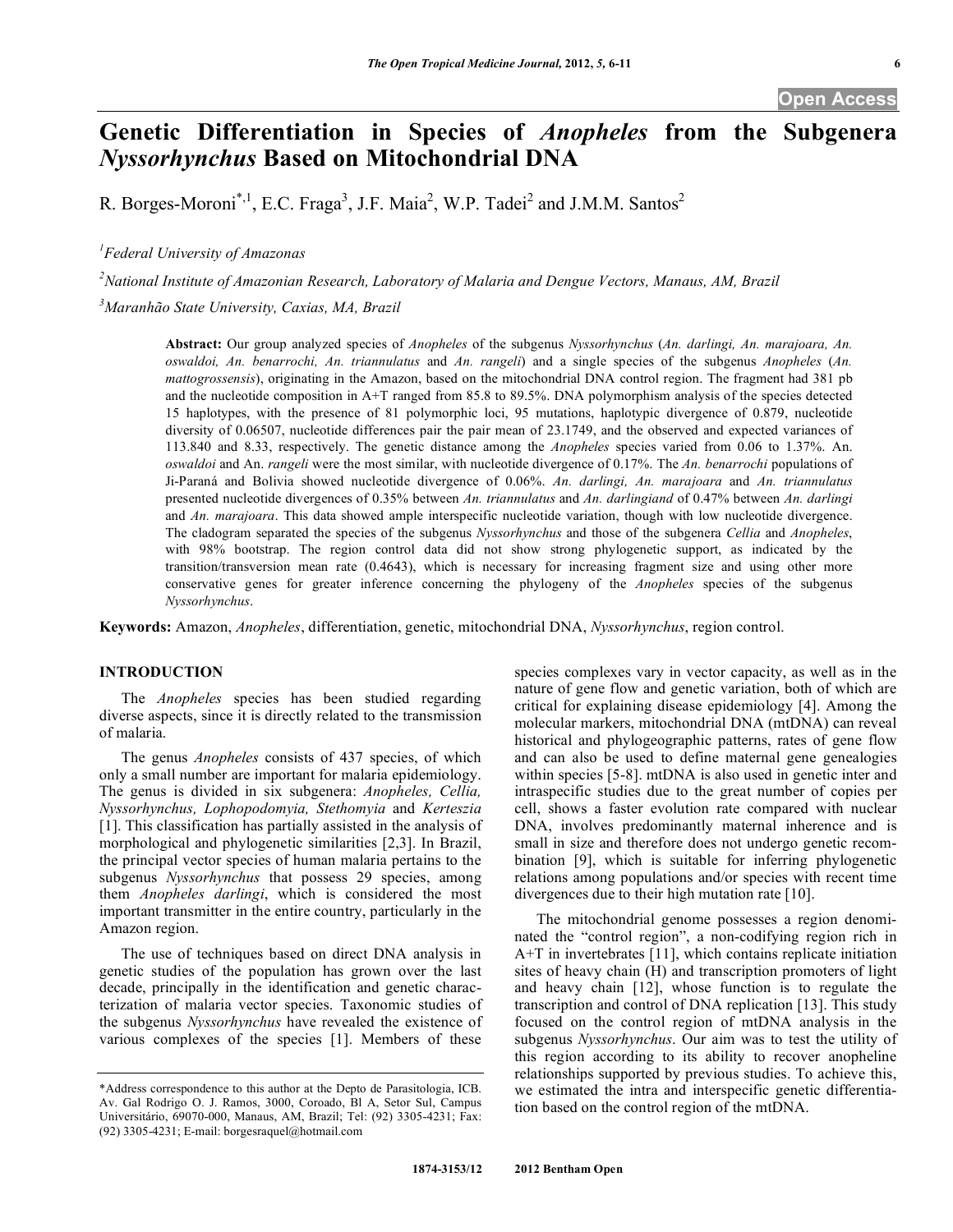Open Access

# Genetic Differentiation in Species of *Anopheles* from the Subgenera *Nyssorhynchus* Based on Mitochondrial DNA

R. Borges-Moroni*[,1], E.C. Fraga[3], J.F. Maia[2], W.P. Tadei[2] and J.M.M. Santos[2]

[1]Federal University of Amazonas

[2]National Institute of Amazonian Research, Laboratory of Malaria and Dengue Vectors, Manaus, AM, Brazil

[3]Maranhão State University, Caxias, MA, Brazil

**Abstract:** Our group analyzed species of *Anopheles* of the subgenus *Nyssorhynchus* (*An. darlingi, An. marajoara, An. oswaldoi, An. benarrochi, An. triannulatus* and *An. rangeli*) and a single species of the subgenus *Anopheles* (*An. mattogrossensis*), originating in the Amazon, based on the mitochondrial DNA control region. The fragment had 381 pb and the nucleotide composition in A+T ranged from 85.8 to 89.5%. DNA polymorphism analysis of the species detected 15 haplotypes, with the presence of 81 polymorphic loci, 95 mutations, haplotypic divergence of 0.879, nucleotide diversity of 0.06507, nucleotide differences pair the pair mean of 23.1749, and the observed and expected variances of 113.840 and 8.33, respectively. The genetic distance among the *Anopheles* species varied from 0.06 to 1.37%. An. *oswaldoi* and An. *rangeli* were the most similar, with nucleotide divergence of 0.17%. The *An. benarrochi* populations of Ji-Paraná and Bolivia showed nucleotide divergence of 0.06%. *An. darlingi, An. marajoara* and *An. triannulatus* presented nucleotide divergences of 0.35% between *An. triannulatus* and *An. darlingiand* of 0.47% between *An. darlingi* and *An. marajoara*. This data showed ample interspecific nucleotide variation, though with low nucleotide divergence. The cladogram separated the species of the subgenus *Nyssorhynchus* and those of the subgenera *Cellia* and *Anopheles*, with 98% bootstrap. The region control data did not show strong phylogenetic support, as indicated by the transition/transversion mean rate (0.4643), which is necessary for increasing fragment size and using other more conservative genes for greater inference concerning the phylogeny of the *Anopheles* species of the subgenus *Nyssorhynchus*.

**Keywords:** Amazon, *Anopheles*, differentiation, genetic, mitochondrial DNA, *Nyssorhynchus*, region control.

## INTRODUCTION

The *Anopheles* species has been studied regarding diverse aspects, since it is directly related to the transmission of malaria.

The genus *Anopheles* consists of 437 species, of which only a small number are important for malaria epidemiology. The genus is divided in six subgenera: *Anopheles, Cellia, Nyssorhynchus, Lophopodomyia, Stethomyia* and *Kerteszia* [1]. This classification has partially assisted in the analysis of morphological and phylogenetic similarities [2,3]. In Brazil, the principal vector species of human malaria pertains to the subgenus *Nyssorhynchus* that possess 29 species, among them *Anopheles darlingi*, which is considered the most important transmitter in the entire country, particularly in the Amazon region.

The use of techniques based on direct DNA analysis in genetic studies of the population has grown over the last decade, principally in the identification and genetic characterization of malaria vector species. Taxonomic studies of the subgenus *Nyssorhynchus* have revealed the existence of various complexes of the species [1]. Members of these species complexes vary in vector capacity, as well as in the nature of gene flow and genetic variation, both of which are critical for explaining disease epidemiology [4]. Among the molecular markers, mitochondrial DNA (mtDNA) can reveal historical and phylogeographic patterns, rates of gene flow and can also be used to define maternal gene genealogies within species [5-8]. mtDNA is also used in genetic inter and intraspecific studies due to the great number of copies per cell, shows a faster evolution rate compared with nuclear DNA, involves predominantly maternal inherence and is small in size and therefore does not undergo genetic recombination [9], which is suitable for inferring phylogenetic relations among populations and/or species with recent time divergences due to their high mutation rate [10].

The mitochondrial genome possesses a region denominated the "control region", a non-codifying region rich in A+T in invertebrates [11], which contains replicate initiation sites of heavy chain (H) and transcription promoters of light and heavy chain [12], whose function is to regulate the transcription and control of DNA replication [13]. This study focused on the control region of mtDNA analysis in the subgenus *Nyssorhynchus*. Our aim was to test the utility of this region according to its ability to recover anopheline relationships supported by previous studies. To achieve this, we estimated the intra and interspecific genetic differentiation based on the control region of the mtDNA.

*Address correspondence to this author at the Depto de Parasitologia, ICB. Av. Gal Rodrigo O. J. Ramos, 3000, Coroado, Bl A, Setor Sul, Campus Universitário, 69070-000, Manaus, AM, Brazil; Tel: (92) 3305-4231; Fax: (92) 3305-4231; E-mail: borgesraquel@hotmail.com

1874-3153/12 2012 Bentham Open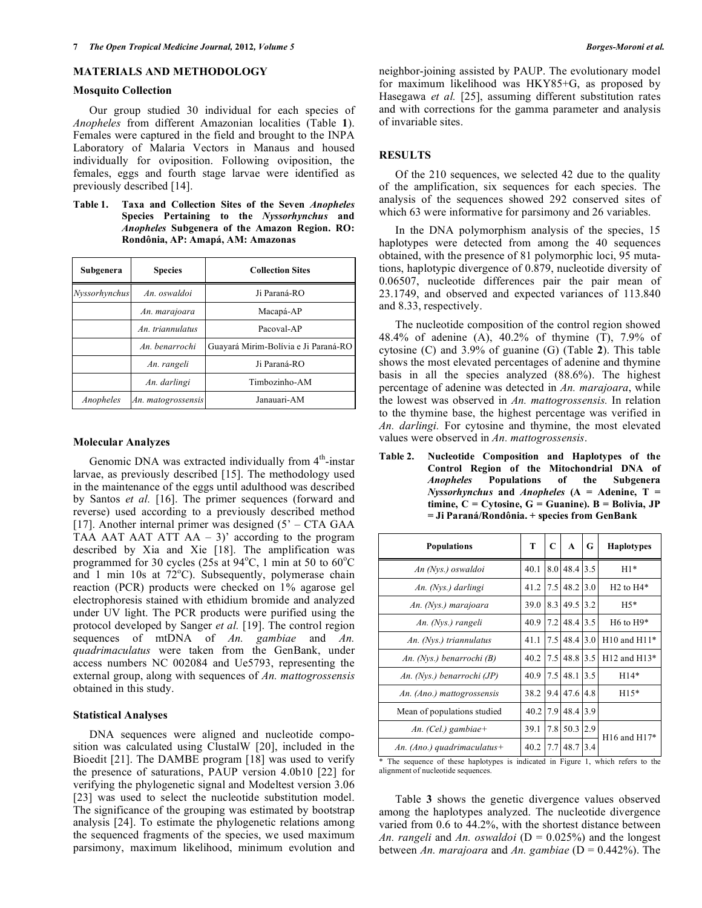## MATERIALS AND METHODOLOGY

### Mosquito Collection

Our group studied 30 individual for each species of *Anopheles* from different Amazonian localities (Table **1**). Females were captured in the field and brought to the INPA Laboratory of Malaria Vectors in Manaus and housed individually for oviposition. Following oviposition, the females, eggs and fourth stage larvae were identified as previously described [14].

**Table 1. Taxa and Collection Sites of the Seven *Anopheles* Species Pertaining to the *Nyssorhynchus* and *Anopheles* Subgenera of the Amazon Region. RO: Rondônia, AP: Amapá, AM: Amazonas**

| Subgenera | Species | Collection Sites |
|---|---|---|
| *Nyssorhynchus* | *An. oswaldoi* | Ji Paraná-RO |
| | *An. marajoara* | Macapá-AP |
| | *An. triannulatus* | Pacoval-AP |
| | *An. benarrochi* | Guayará Mirim-Bolívia e Ji Paraná-RO |
| | *An. rangeli* | Ji Paraná-RO |
| | *An. darlingi* | Timbozinho-AM |
| *Anopheles* | *An. matogrossensis* | Janauari-AM |

### Molecular Analyzes

Genomic DNA was extracted individually from 4[th]-instar larvae, as previously described [15]. The methodology used in the maintenance of the eggs until adulthood was described by Santos *et al.* [16]. The primer sequences (forward and reverse) used according to a previously described method [17]. Another internal primer was designed (5' – CTA GAA TAA AAT AAT ATT AA – 3)' according to the program described by Xia and Xie [18]. The amplification was programmed for 30 cycles (25s at 94°C, 1 min at 50 to 60°C and 1 min 10s at 72°C). Subsequently, polymerase chain reaction (PCR) products were checked on 1% agarose gel electrophoresis stained with ethidium bromide and analyzed under UV light. The PCR products were purified using the protocol developed by Sanger *et al.* [19]. The control region sequences of mtDNA of *An. gambiae* and *An. quadrimaculatus* were taken from the GenBank, under access numbers NC 002084 and Ue5793, representing the external group, along with sequences of *An. mattogrossensis* obtained in this study.

### Statistical Analyses

DNA sequences were aligned and nucleotide composition was calculated using ClustalW [20], included in the Bioedit [21]. The DAMBE program [18] was used to verify the presence of saturations, PAUP version 4.0b10 [22] for verifying the phylogenetic signal and Modeltest version 3.06 [23] was used to select the nucleotide substitution model. The significance of the grouping was estimated by bootstrap analysis [24]. To estimate the phylogenetic relations among the sequenced fragments of the species, we used maximum parsimony, maximum likelihood, minimum evolution and neighbor-joining assisted by PAUP. The evolutionary model for maximum likelihood was HKY85+G, as proposed by Hasegawa *et al.* [25], assuming different substitution rates and with corrections for the gamma parameter and analysis of invariable sites.

## RESULTS

Of the 210 sequences, we selected 42 due to the quality of the amplification, six sequences for each species. The analysis of the sequences showed 292 conserved sites of which 63 were informative for parsimony and 26 variables.

In the DNA polymorphism analysis of the species, 15 haplotypes were detected from among the 40 sequences obtained, with the presence of 81 polymorphic loci, 95 mutations, haplotypic divergence of 0.879, nucleotide diversity of 0.06507, nucleotide differences pair the pair mean of 23.1749, and observed and expected variances of 113.840 and 8.33, respectively.

The nucleotide composition of the control region showed 48.4% of adenine (A), 40.2% of thymine (T), 7.9% of cytosine (C) and 3.9% of guanine (G) (Table **2**). This table shows the most elevated percentages of adenine and thymine basis in all the species analyzed (88.6%). The highest percentage of adenine was detected in *An. marajoara*, while the lowest was observed in *An. mattogrossensis.* In relation to the thymine base, the highest percentage was verified in *An. darlingi.* For cytosine and thymine, the most elevated values were observed in *An. mattogrossensis*.

**Table 2. Nucleotide Composition and Haplotypes of the Control Region of the Mitochondrial DNA of *Anopheles* Populations of the Subgenera *Nyssorhynchus* and *Anopheles* (A = Adenine, T = timine, C = Cytosine, G = Guanine). B = Bolivia, JP = Ji Paraná/Rondônia. + species from GenBank**

| Populations | T | C | A | G | Haplotypes |
|---|---|---|---|---|---|
| *An (Nys.) oswaldoi* | 40.1 | 8.0 | 48.4 | 3.5 | H1* |
| *An. (Nys.) darlingi* | 41.2 | 7.5 | 48.2 | 3.0 | H2 to H4* |
| *An. (Nys.) marajoara* | 39.0 | 8.3 | 49.5 | 3.2 | H5* |
| *An. (Nys.) rangeli* | 40.9 | 7.2 | 48.4 | 3.5 | H6 to H9* |
| *An. (Nys.) triannulatus* | 41.1 | 7.5 | 48.4 | 3.0 | H10 and H11* |
| *An. (Nys.) benarrochi (B)* | 40.2 | 7.5 | 48.8 | 3.5 | H12 and H13* |
| *An. (Nys.) benarrochi (JP)* | 40.9 | 7.5 | 48.1 | 3.5 | H14* |
| *An. (Ano.) mattogrossensis* | 38.2 | 9.4 | 47.6 | 4.8 | H15* |
| Mean of populations studied | 40.2 | 7.9 | 48.4 | 3.9 | |
| *An. (Cel.) gambiae+* | 39.1 | 7.8 | 50.3 | 2.9 | H16 and H17* |
| *An. (Ano.) quadrimaculatus+* | 40.2 | 7.7 | 48.7 | 3.4 | |

\* The sequence of these haplotypes is indicated in Figure 1, which refers to the alignment of nucleotide sequences.

Table **3** shows the genetic divergence values observed among the haplotypes analyzed. The nucleotide divergence varied from 0.6 to 44.2%, with the shortest distance between *An. rangeli* and *An. oswaldoi* (D = 0.025%) and the longest between *An. marajoara* and *An. gambiae* (D = 0.442%). The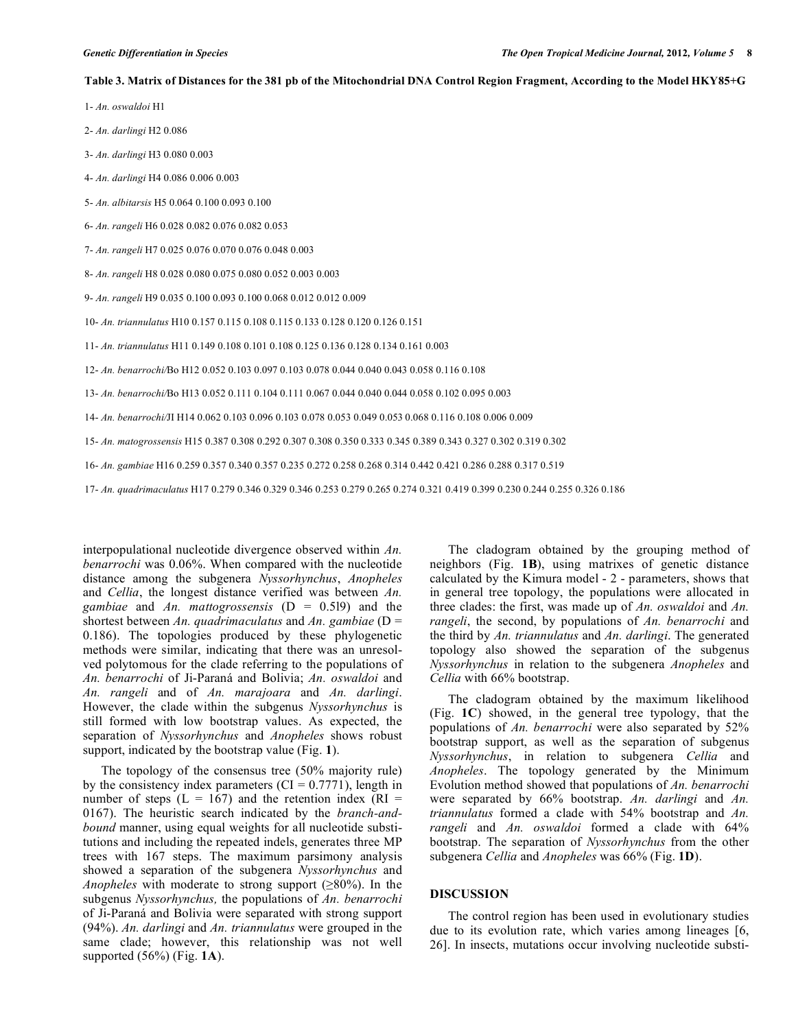**Table 3. Matrix of Distances for the 381 pb of the Mitochondrial DNA Control Region Fragment, According to the Model HKY85+G**

| | 1 | 2 | 3 | 4 | 5 | 6 | 7 | 8 | 9 | 10 | 11 | 12 | 13 | 14 | 15 | 16 |
|---|---|---|---|---|---|---|---|---|---|---|---|---|---|---|---|---|
| 1- *An. oswaldoi* H1 | | | | | | | | | | | | | | | | |
| 2- *An. darlingi* H2 | 0.086 | | | | | | | | | | | | | | | |
| 3- *An. darlingi* H3 | 0.080 | 0.003 | | | | | | | | | | | | | | |
| 4- *An. darlingi* H4 | 0.086 | 0.006 | 0.003 | | | | | | | | | | | | | |
| 5- *An. albitarsis* H5 | 0.064 | 0.100 | 0.093 | 0.100 | | | | | | | | | | | | |
| 6- *An. rangeli* H6 | 0.028 | 0.082 | 0.076 | 0.082 | 0.053 | | | | | | | | | | | |
| 7- *An. rangeli* H7 | 0.025 | 0.076 | 0.070 | 0.076 | 0.048 | 0.003 | | | | | | | | | | |
| 8- *An. rangeli* H8 | 0.028 | 0.080 | 0.075 | 0.080 | 0.052 | 0.003 | 0.003 | | | | | | | | | |
| 9- *An. rangeli* H9 | 0.035 | 0.100 | 0.093 | 0.100 | 0.068 | 0.012 | 0.012 | 0.009 | | | | | | | | |
| 10- *An. triannulatus* H10 | 0.157 | 0.115 | 0.108 | 0.115 | 0.133 | 0.128 | 0.120 | 0.126 | 0.151 | | | | | | | |
| 11- *An. triannulatus* H11 | 0.149 | 0.108 | 0.101 | 0.108 | 0.125 | 0.136 | 0.128 | 0.134 | 0.161 | 0.003 | | | | | | |
| 12- *An. benarrochi*/Bo H12 | 0.052 | 0.103 | 0.097 | 0.103 | 0.078 | 0.044 | 0.040 | 0.043 | 0.058 | 0.116 | 0.108 | | | | | |
| 13- *An. benarrochi*/Bo H13 | 0.052 | 0.111 | 0.104 | 0.111 | 0.067 | 0.044 | 0.040 | 0.044 | 0.058 | 0.102 | 0.095 | 0.003 | | | | |
| 14- *An. benarrochi*/JI H14 | 0.062 | 0.103 | 0.096 | 0.103 | 0.078 | 0.053 | 0.049 | 0.053 | 0.068 | 0.116 | 0.108 | 0.006 | 0.009 | | | |
| 15- *An. matogrossensis* H15 | 0.387 | 0.308 | 0.292 | 0.307 | 0.308 | 0.350 | 0.333 | 0.345 | 0.389 | 0.343 | 0.327 | 0.302 | 0.319 | 0.302 | | |
| 16- *An. gambiae* H16 | 0.259 | 0.357 | 0.340 | 0.357 | 0.235 | 0.272 | 0.258 | 0.268 | 0.314 | 0.442 | 0.421 | 0.286 | 0.288 | 0.317 | 0.519 | |
| 17- *An. quadrimaculatus* H17 | 0.279 | 0.346 | 0.329 | 0.346 | 0.253 | 0.279 | 0.265 | 0.274 | 0.321 | 0.419 | 0.399 | 0.230 | 0.244 | 0.255 | 0.326 | 0.186 |

interpopulational nucleotide divergence observed within *An. benarrochi* was 0.06%. When compared with the nucleotide distance among the subgenera *Nyssorhynchus*, *Anopheles* and *Cellia*, the longest distance verified was between *An. gambiae* and *An. mattogrossensis* (D = 0.5l9) and the shortest between *An. quadrimaculatus* and *An. gambiae* (D = 0.186). The topologies produced by these phylogenetic methods were similar, indicating that there was an unresolved polytomous for the clade referring to the populations of *An. benarrochi* of Ji-Paraná and Bolivia; *An. oswaldoi* and *An. rangeli* and of *An. marajoara* and *An. darlingi*. However, the clade within the subgenus *Nyssorhynchus* is still formed with low bootstrap values. As expected, the separation of *Nyssorhynchus* and *Anopheles* shows robust support, indicated by the bootstrap value (Fig. **1**).

The topology of the consensus tree (50% majority rule) by the consistency index parameters (CI = 0.7771), length in number of steps (L = 167) and the retention index (RI = 0167). The heuristic search indicated by the *branch-and-bound* manner, using equal weights for all nucleotide substitutions and including the repeated indels, generates three MP trees with 167 steps. The maximum parsimony analysis showed a separation of the subgenera *Nyssorhynchus* and *Anopheles* with moderate to strong support (≥80%). In the subgenus *Nyssorhynchus,* the populations of *An. benarrochi* of Ji-Paraná and Bolivia were separated with strong support (94%). *An. darlingi* and *An. triannulatus* were grouped in the same clade; however, this relationship was not well supported (56%) (Fig. **1A**).

The cladogram obtained by the grouping method of neighbors (Fig. **1B**), using matrixes of genetic distance calculated by the Kimura model - 2 - parameters, shows that in general tree topology, the populations were allocated in three clades: the first, was made up of *An. oswaldoi* and *An. rangeli*, the second, by populations of *An. benarrochi* and the third by *An. triannulatus* and *An. darlingi*. The generated topology also showed the separation of the subgenus *Nyssorhynchus* in relation to the subgenera *Anopheles* and *Cellia* with 66% bootstrap.

The cladogram obtained by the maximum likelihood (Fig. **1C**) showed, in the general tree typology, that the populations of *An. benarrochi* were also separated by 52% bootstrap support, as well as the separation of subgenus *Nyssorhynchus*, in relation to subgenera *Cellia* and *Anopheles*. The topology generated by the Minimum Evolution method showed that populations of *An. benarrochi* were separated by 66% bootstrap. *An. darlingi* and *An. triannulatus* formed a clade with 54% bootstrap and *An. rangeli* and *An. oswaldoi* formed a clade with 64% bootstrap. The separation of *Nyssorhynchus* from the other subgenera *Cellia* and *Anopheles* was 66% (Fig. **1D**).

## DISCUSSION

The control region has been used in evolutionary studies due to its evolution rate, which varies among lineages [6, 26]. In insects, mutations occur involving nucleotide substi-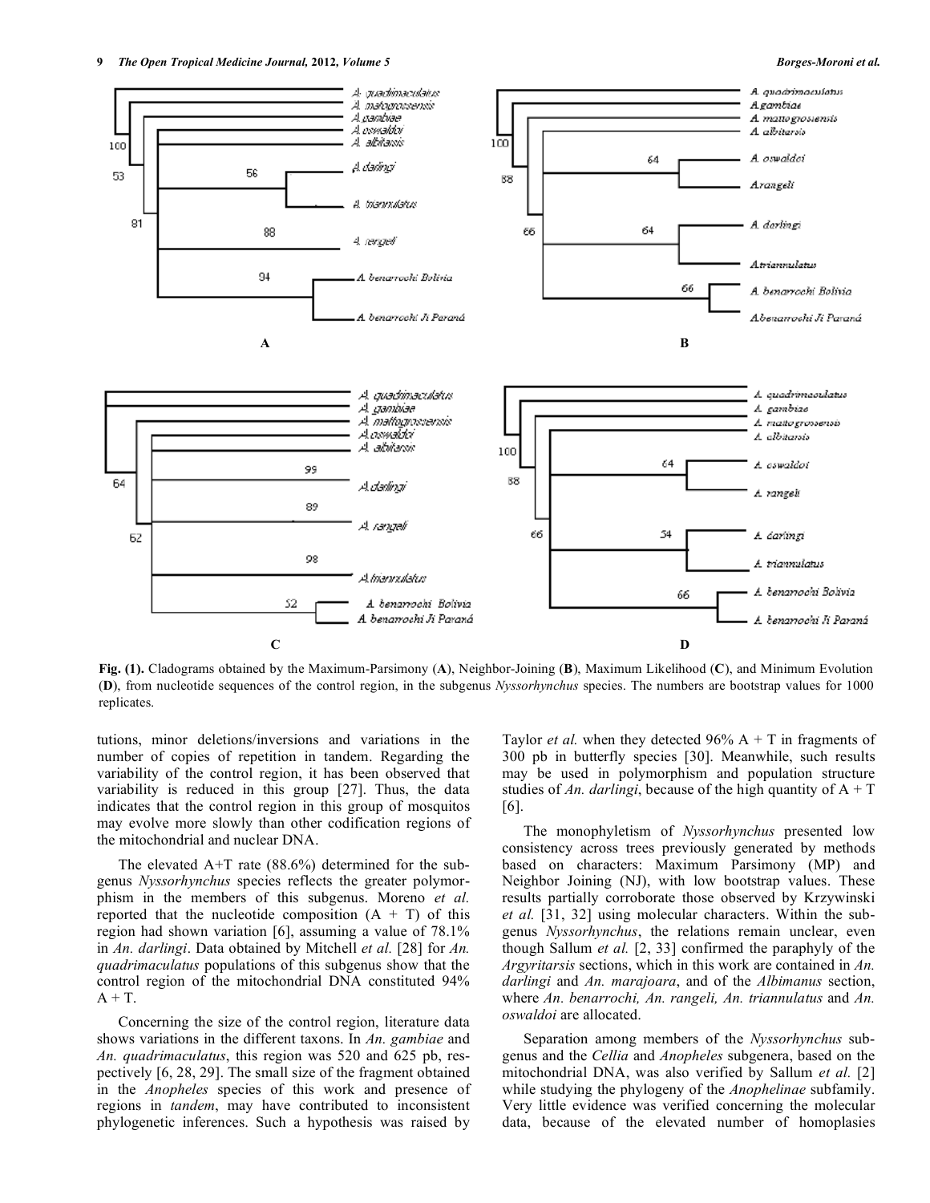**Fig. (1).** Cladograms obtained by the Maximum-Parsimony (**A**), Neighbor-Joining (**B**), Maximum Likelihood (**C**), and Minimum Evolution (**D**), from nucleotide sequences of the control region, in the subgenus *Nyssorhynchus* species. The numbers are bootstrap values for 1000 replicates.

tutions, minor deletions/inversions and variations in the number of copies of repetition in tandem. Regarding the variability of the control region, it has been observed that variability is reduced in this group [27]. Thus, the data indicates that the control region in this group of mosquitos may evolve more slowly than other codification regions of the mitochondrial and nuclear DNA.

The elevated A+T rate (88.6%) determined for the subgenus *Nyssorhynchus* species reflects the greater polymorphism in the members of this subgenus. Moreno *et al.* reported that the nucleotide composition (A + T) of this region had shown variation [6], assuming a value of 78.1% in *An. darlingi*. Data obtained by Mitchell *et al.* [28] for *An. quadrimaculatus* populations of this subgenus show that the control region of the mitochondrial DNA constituted 94% A + T.

Concerning the size of the control region, literature data shows variations in the different taxons. In *An. gambiae* and *An. quadrimaculatus*, this region was 520 and 625 pb, respectively [6, 28, 29]. The small size of the fragment obtained in the *Anopheles* species of this work and presence of regions in *tandem*, may have contributed to inconsistent phylogenetic inferences. Such a hypothesis was raised by Taylor *et al.* when they detected 96% A + T in fragments of 300 pb in butterfly species [30]. Meanwhile, such results may be used in polymorphism and population structure studies of *An. darlingi*, because of the high quantity of A + T [6].

The monophyletism of *Nyssorhynchus* presented low consistency across trees previously generated by methods based on characters: Maximum Parsimony (MP) and Neighbor Joining (NJ), with low bootstrap values. These results partially corroborate those observed by Krzywinski *et al.* [31, 32] using molecular characters. Within the subgenus *Nyssorhynchus*, the relations remain unclear, even though Sallum *et al.* [2, 33] confirmed the paraphyly of the *Argyritarsis* sections, which in this work are contained in *An. darlingi* and *An. marajoara*, and of the *Albimanus* section, where *An. benarrochi, An. rangeli, An. triannulatus* and *An. oswaldoi* are allocated.

Separation among members of the *Nyssorhynchus* subgenus and the *Cellia* and *Anopheles* subgenera, based on the mitochondrial DNA, was also verified by Sallum *et al.* [2] while studying the phylogeny of the *Anophelinae* subfamily. Very little evidence was verified concerning the molecular data, because of the elevated number of homoplasies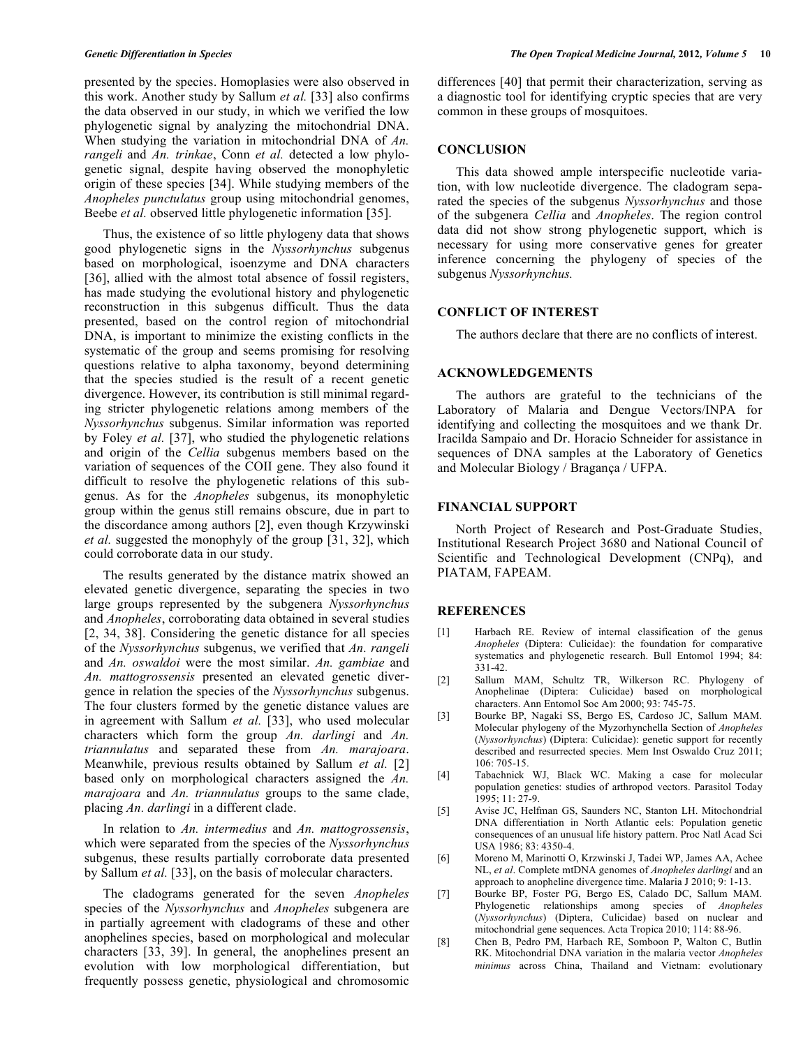presented by the species. Homoplasies were also observed in this work. Another study by Sallum *et al.* [33] also confirms the data observed in our study, in which we verified the low phylogenetic signal by analyzing the mitochondrial DNA. When studying the variation in mitochondrial DNA of *An. rangeli* and *An. trinkae*, Conn *et al.* detected a low phylogenetic signal, despite having observed the monophyletic origin of these species [34]. While studying members of the *Anopheles punctulatus* group using mitochondrial genomes, Beebe *et al.* observed little phylogenetic information [35].

Thus, the existence of so little phylogeny data that shows good phylogenetic signs in the *Nyssorhynchus* subgenus based on morphological, isoenzyme and DNA characters [36], allied with the almost total absence of fossil registers, has made studying the evolutional history and phylogenetic reconstruction in this subgenus difficult. Thus the data presented, based on the control region of mitochondrial DNA, is important to minimize the existing conflicts in the systematic of the group and seems promising for resolving questions relative to alpha taxonomy, beyond determining that the species studied is the result of a recent genetic divergence. However, its contribution is still minimal regarding stricter phylogenetic relations among members of the *Nyssorhynchus* subgenus. Similar information was reported by Foley *et al.* [37], who studied the phylogenetic relations and origin of the *Cellia* subgenus members based on the variation of sequences of the COII gene. They also found it difficult to resolve the phylogenetic relations of this subgenus. As for the *Anopheles* subgenus, its monophyletic group within the genus still remains obscure, due in part to the discordance among authors [2], even though Krzywinski *et al.* suggested the monophyly of the group [31, 32], which could corroborate data in our study.

The results generated by the distance matrix showed an elevated genetic divergence, separating the species in two large groups represented by the subgenera *Nyssorhynchus* and *Anopheles*, corroborating data obtained in several studies [2, 34, 38]. Considering the genetic distance for all species of the *Nyssorhynchus* subgenus, we verified that *An. rangeli* and *An. oswaldoi* were the most similar. *An. gambiae* and *An. mattogrossensis* presented an elevated genetic divergence in relation the species of the *Nyssorhynchus* subgenus. The four clusters formed by the genetic distance values are in agreement with Sallum *et al.* [33], who used molecular characters which form the group *An. darlingi* and *An. triannulatus* and separated these from *An. marajoara*. Meanwhile, previous results obtained by Sallum *et al.* [2] based only on morphological characters assigned the *An. marajoara* and *An. triannulatus* groups to the same clade, placing *An. darlingi* in a different clade.

In relation to *An. intermedius* and *An. mattogrossensis*, which were separated from the species of the *Nyssorhynchus* subgenus, these results partially corroborate data presented by Sallum *et al.* [33], on the basis of molecular characters.

The cladograms generated for the seven *Anopheles* species of the *Nyssorhynchus* and *Anopheles* subgenera are in partially agreement with cladograms of these and other anophelines species, based on morphological and molecular characters [33, 39]. In general, the anophelines present an evolution with low morphological differentiation, but frequently possess genetic, physiological and chromosomic differences [40] that permit their characterization, serving as a diagnostic tool for identifying cryptic species that are very common in these groups of mosquitoes.

## CONCLUSION

This data showed ample interspecific nucleotide variation, with low nucleotide divergence. The cladogram separated the species of the subgenus *Nyssorhynchus* and those of the subgenera *Cellia* and *Anopheles*. The region control data did not show strong phylogenetic support, which is necessary for using more conservative genes for greater inference concerning the phylogeny of species of the subgenus *Nyssorhynchus.*

## CONFLICT OF INTEREST

The authors declare that there are no conflicts of interest.

## ACKNOWLEDGEMENTS

The authors are grateful to the technicians of the Laboratory of Malaria and Dengue Vectors/INPA for identifying and collecting the mosquitoes and we thank Dr. Iracilda Sampaio and Dr. Horacio Schneider for assistance in sequences of DNA samples at the Laboratory of Genetics and Molecular Biology / Bragança / UFPA.

## FINANCIAL SUPPORT

North Project of Research and Post-Graduate Studies, Institutional Research Project 3680 and National Council of Scientific and Technological Development (CNPq), and PIATAM, FAPEAM.

## REFERENCES

[1] Harbach RE. Review of internal classification of the genus *Anopheles* (Diptera: Culicidae): the foundation for comparative systematics and phylogenetic research. Bull Entomol 1994; 84: 331-42.

[2] Sallum MAM, Schultz TR, Wilkerson RC. Phylogeny of Anophelinae (Diptera: Culicidae) based on morphological characters. Ann Entomol Soc Am 2000; 93: 745-75.

[3] Bourke BP, Nagaki SS, Bergo ES, Cardoso JC, Sallum MAM. Molecular phylogeny of the Myzorhynchella Section of *Anopheles* (*Nyssorhynchus*) (Diptera: Culicidae): genetic support for recently described and resurrected species. Mem Inst Oswaldo Cruz 2011; 106: 705-15.

[4] Tabachnick WJ, Black WC. Making a case for molecular population genetics: studies of arthropod vectors. Parasitol Today 1995; 11: 27-9.

[5] Avise JC, Helfman GS, Saunders NC, Stanton LH. Mitochondrial DNA differentiation in North Atlantic eels: Population genetic consequences of an unusual life history pattern. Proc Natl Acad Sci USA 1986; 83: 4350-4.

[6] Moreno M, Marinotti O, Krzwinski J, Tadei WP, James AA, Achee NL, *et al*. Complete mtDNA genomes of *Anopheles darlingi* and an approach to anopheline divergence time. Malaria J 2010; 9: 1-13.

[7] Bourke BP, Foster PG, Bergo ES, Calado DC, Sallum MAM. Phylogenetic relationships among species of *Anopheles* (*Nyssorhynchus*) (Diptera, Culicidae) based on nuclear and mitochondrial gene sequences. Acta Tropica 2010; 114: 88-96.

[8] Chen B, Pedro PM, Harbach RE, Somboon P, Walton C, Butlin RK. Mitochondrial DNA variation in the malaria vector *Anopheles minimus* across China, Thailand and Vietnam: evolutionary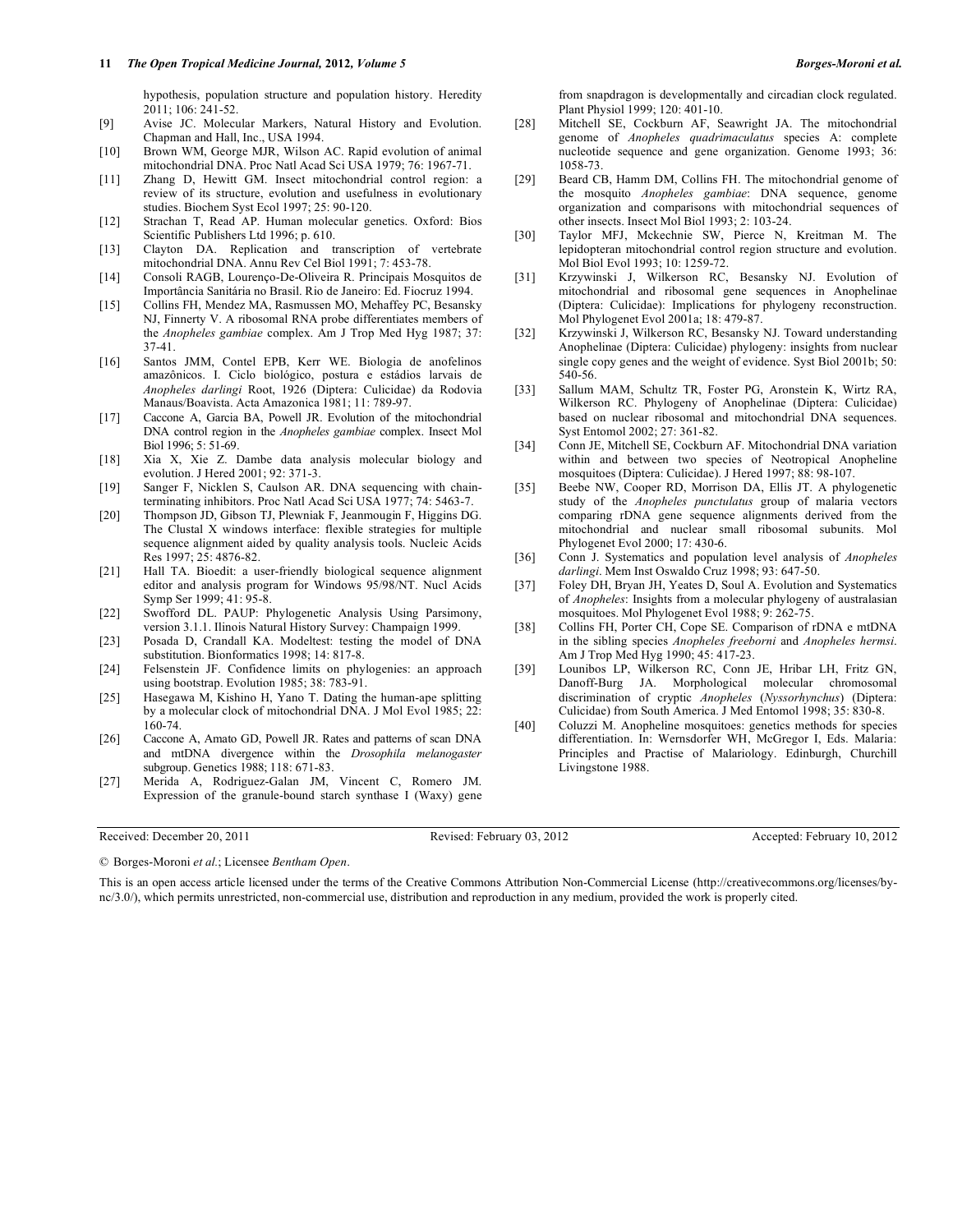hypothesis, population structure and population history. Heredity 2011; 106: 241-52.

[9] Avise JC. Molecular Markers, Natural History and Evolution. Chapman and Hall, Inc., USA 1994.

[10] Brown WM, George MJR, Wilson AC. Rapid evolution of animal mitochondrial DNA. Proc Natl Acad Sci USA 1979; 76: 1967-71.

[11] Zhang D, Hewitt GM. Insect mitochondrial control region: a review of its structure, evolution and usefulness in evolutionary studies. Biochem Syst Ecol 1997; 25: 90-120.

[12] Strachan T, Read AP. Human molecular genetics. Oxford: Bios Scientific Publishers Ltd 1996; p. 610.

[13] Clayton DA. Replication and transcription of vertebrate mitochondrial DNA. Annu Rev Cel Biol 1991; 7: 453-78.

[14] Consoli RAGB, Lourenço-De-Oliveira R. Principais Mosquitos de Importância Sanitária no Brasil. Rio de Janeiro: Ed. Fiocruz 1994.

[15] Collins FH, Mendez MA, Rasmussen MO, Mehaffey PC, Besansky NJ, Finnerty V. A ribosomal RNA probe differentiates members of the *Anopheles gambiae* complex. Am J Trop Med Hyg 1987; 37: 37-41.

[16] Santos JMM, Contel EPB, Kerr WE. Biologia de anofelinos amazônicos. I. Ciclo biológico, postura e estádios larvais de *Anopheles darlingi* Root, 1926 (Diptera: Culicidae) da Rodovia Manaus/Boavista. Acta Amazonica 1981; 11: 789-97.

[17] Caccone A, Garcia BA, Powell JR. Evolution of the mitochondrial DNA control region in the *Anopheles gambiae* complex. Insect Mol Biol 1996; 5: 51-69.

[18] Xia X, Xie Z. Dambe data analysis molecular biology and evolution. J Hered 2001; 92: 371-3.

[19] Sanger F, Nicklen S, Caulson AR. DNA sequencing with chain-terminating inhibitors. Proc Natl Acad Sci USA 1977; 74: 5463-7.

[20] Thompson JD, Gibson TJ, Plewniak F, Jeanmougin F, Higgins DG. The Clustal X windows interface: flexible strategies for multiple sequence alignment aided by quality analysis tools. Nucleic Acids Res 1997; 25: 4876-82.

[21] Hall TA. Bioedit: a user-friendly biological sequence alignment editor and analysis program for Windows 95/98/NT. Nucl Acids Symp Ser 1999; 41: 95-8.

[22] Swofford DL. PAUP: Phylogenetic Analysis Using Parsimony, version 3.1.1. Ilinois Natural History Survey: Champaign 1999.

[23] Posada D, Crandall KA. Modeltest: testing the model of DNA substitution. Bionformatics 1998; 14: 817-8.

[24] Felsenstein JF. Confidence limits on phylogenies: an approach using bootstrap. Evolution 1985; 38: 783-91.

[25] Hasegawa M, Kishino H, Yano T. Dating the human-ape splitting by a molecular clock of mitochondrial DNA. J Mol Evol 1985; 22: 160-74.

[26] Caccone A, Amato GD, Powell JR. Rates and patterns of scan DNA and mtDNA divergence within the *Drosophila melanogaster* subgroup. Genetics 1988; 118: 671-83.

[27] Merida A, Rodriguez-Galan JM, Vincent C, Romero JM. Expression of the granule-bound starch synthase I (Waxy) gene from snapdragon is developmentally and circadian clock regulated. Plant Physiol 1999; 120: 401-10.

[28] Mitchell SE, Cockburn AF, Seawright JA. The mitochondrial genome of *Anopheles quadrimaculatus* species A: complete nucleotide sequence and gene organization. Genome 1993; 36: 1058-73.

[29] Beard CB, Hamm DM, Collins FH. The mitochondrial genome of the mosquito *Anopheles gambiae*: DNA sequence, genome organization and comparisons with mitochondrial sequences of other insects. Insect Mol Biol 1993; 2: 103-24.

[30] Taylor MFJ, Mckechnie SW, Pierce N, Kreitman M. The lepidopteran mitochondrial control region structure and evolution. Mol Biol Evol 1993; 10: 1259-72.

[31] Krzywinski J, Wilkerson RC, Besansky NJ. Evolution of mitochondrial and ribosomal gene sequences in Anophelinae (Diptera: Culicidae): Implications for phylogeny reconstruction. Mol Phylogenet Evol 2001a; 18: 479-87.

[32] Krzywinski J, Wilkerson RC, Besansky NJ. Toward understanding Anophelinae (Diptera: Culicidae) phylogeny: insights from nuclear single copy genes and the weight of evidence. Syst Biol 2001b; 50: 540-56.

[33] Sallum MAM, Schultz TR, Foster PG, Aronstein K, Wirtz RA, Wilkerson RC. Phylogeny of Anophelinae (Diptera: Culicidae) based on nuclear ribosomal and mitochondrial DNA sequences. Syst Entomol 2002; 27: 361-82.

[34] Conn JE, Mitchell SE, Cockburn AF. Mitochondrial DNA variation within and between two species of Neotropical Anopheline mosquitoes (Diptera: Culicidae). J Hered 1997; 88: 98-107.

[35] Beebe NW, Cooper RD, Morrison DA, Ellis JT. A phylogenetic study of the *Anopheles punctulatus* group of malaria vectors comparing rDNA gene sequence alignments derived from the mitochondrial and nuclear small ribosomal subunits. Mol Phylogenet Evol 2000; 17: 430-6.

[36] Conn J. Systematics and population level analysis of *Anopheles darlingi*. Mem Inst Oswaldo Cruz 1998; 93: 647-50.

[37] Foley DH, Bryan JH, Yeates D, Soul A. Evolution and Systematics of *Anopheles*: Insights from a molecular phylogeny of australasian mosquitoes. Mol Phylogenet Evol 1988; 9: 262-75.

[38] Collins FH, Porter CH, Cope SE. Comparison of rDNA e mtDNA in the sibling species *Anopheles freeborni* and *Anopheles hermsi*. Am J Trop Med Hyg 1990; 45: 417-23.

[39] Lounibos LP, Wilkerson RC, Conn JE, Hribar LH, Fritz GN, Danoff-Burg JA. Morphological molecular chromosomal discrimination of cryptic *Anopheles* (*Nyssorhynchus*) (Diptera: Culicidae) from South America. J Med Entomol 1998; 35: 830-8.

[40] Coluzzi M. Anopheline mosquitoes: genetics methods for species differentiation. In: Wernsdorfer WH, McGregor I, Eds. Malaria: Principles and Practise of Malariology. Edinburgh, Churchill Livingstone 1988.

Received: December 20, 2011 Revised: February 03, 2012 Accepted: February 10, 2012

© Borges-Moroni *et al.*; Licensee *Bentham Open*.

This is an open access article licensed under the terms of the Creative Commons Attribution Non-Commercial License (http://creativecommons.org/licenses/by-nc/3.0/), which permits unrestricted, non-commercial use, distribution and reproduction in any medium, provided the work is properly cited.